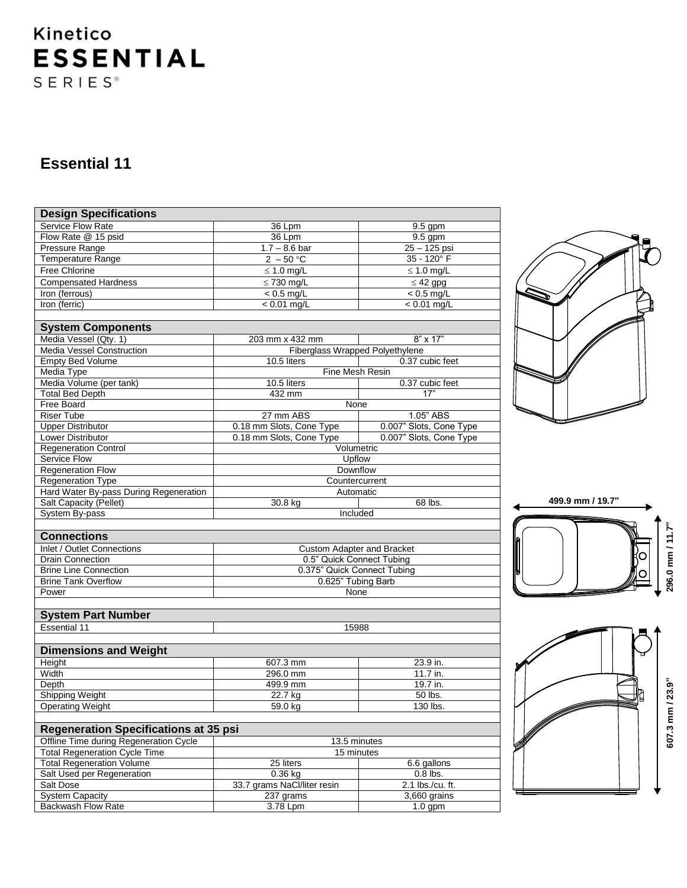# Kinetico ESSENTIAL SERIES®

## Essential 11

| Design Specifications | | |
|---|---|---|
| Service Flow Rate | 36 Lpm | 9.5 gpm |
| Flow Rate @ 15 psid | 36 Lpm | 9.5 gpm |
| Pressure Range | 1.7 – 8.6 bar | 25 – 125 psi |
| Temperature Range | 2 – 50 °C | 35 - 120° F |
| Free Chlorine | ≤ 1.0 mg/L | ≤ 1.0 mg/L |
| Compensated Hardness | ≤ 730 mg/L | ≤ 42 gpg |
| Iron (ferrous) | < 0.5 mg/L | < 0.5 mg/L |
| Iron (ferric) | < 0.01 mg/L | < 0.01 mg/L |

| System Components | | |
|---|---|---|
| Media Vessel (Qty. 1) | 203 mm x 432 mm | 8" x 17" |
| Media Vessel Construction | Fiberglass Wrapped Polyethylene | |
| Empty Bed Volume | 10.5 liters | 0.37 cubic feet |
| Media Type | Fine Mesh Resin | |
| Media Volume (per tank) | 10.5 liters | 0.37 cubic feet |
| Total Bed Depth | 432 mm | 17" |
| Free Board | None | |
| Riser Tube | 27 mm ABS | 1.05" ABS |
| Upper Distributor | 0.18 mm Slots, Cone Type | 0.007" Slots, Cone Type |
| Lower Distributor | 0.18 mm Slots, Cone Type | 0.007" Slots, Cone Type |
| Regeneration Control | Volumetric | |
| Service Flow | Upflow | |
| Regeneration Flow | Downflow | |
| Regeneration Type | Countercurrent | |
| Hard Water By-pass During Regeneration | Automatic | |
| Salt Capacity (Pellet) | 30.8 kg | 68 lbs. |
| System By-pass | Included | |

| Connections | |
|---|---|
| Inlet / Outlet Connections | Custom Adapter and Bracket |
| Drain Connection | 0.5" Quick Connect Tubing |
| Brine Line Connection | 0.375" Quick Connect Tubing |
| Brine Tank Overflow | 0.625" Tubing Barb |
| Power | None |

| System Part Number | |
|---|---|
| Essential 11 | 15988 |

| Dimensions and Weight | | |
|---|---|---|
| Height | 607.3 mm | 23.9 in. |
| Width | 296.0 mm | 11.7 in. |
| Depth | 499.9 mm | 19.7 in. |
| Shipping Weight | 22.7 kg | 50 lbs. |
| Operating Weight | 59.0 kg | 130 lbs. |

| Regeneration Specifications at 35 psi | | |
|---|---|---|
| Offline Time during Regeneration Cycle | 13.5 minutes | |
| Total Regeneration Cycle Time | 15 minutes | |
| Total Regeneration Volume | 25 liters | 6.6 gallons |
| Salt Used per Regeneration | 0.36 kg | 0.8 lbs. |
| Salt Dose | 33.7 grams NaCl/liter resin | 2.1 lbs./cu. ft. |
| System Capacity | 237 grams | 3,660 grains |
| Backwash Flow Rate | 3.78 Lpm | 1.0 gpm |

499.9 mm / 19.7"

296.0 mm / 11.7"

607.3 mm / 23.9"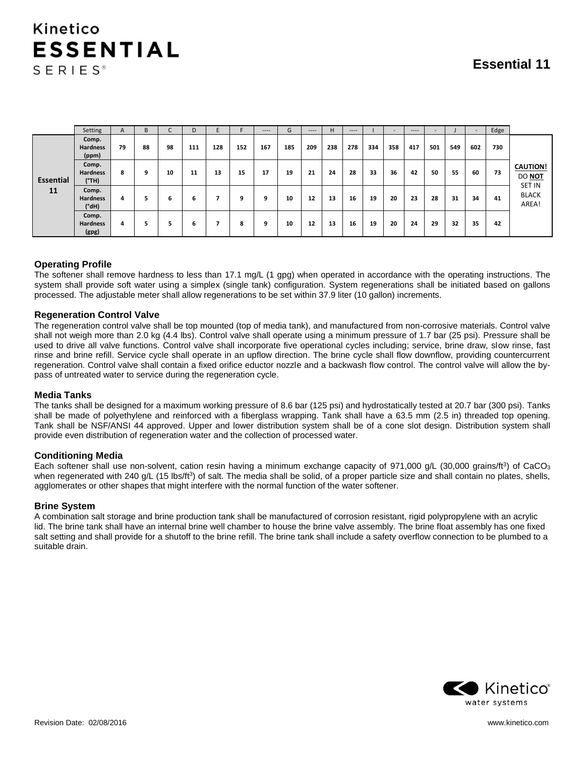# Kinetico ESSENTIAL SERIES®

## Essential 11

| | Setting | A | B | C | D | E | F | ---- | G | ---- | H | ---- | I | - | ---- | - | J | - | Edge | |
|---|---|---|---|---|---|---|---|---|---|---|---|---|---|---|---|---|---|---|---|---|
| Essential 11 | Comp. Hardness (ppm) | 79 | 88 | 98 | 111 | 128 | 152 | 167 | 185 | 209 | 238 | 278 | 334 | 358 | 417 | 501 | 549 | 602 | 730 | **CAUTION!** DO **NOT** SET IN BLACK AREA! |
| | Comp. Hardness (°TH) | 8 | 9 | 10 | 11 | 13 | 15 | 17 | 19 | 21 | 24 | 28 | 33 | 36 | 42 | 50 | 55 | 60 | 73 | |
| | Comp. Hardness (°dH) | 4 | 5 | 6 | 6 | 7 | 9 | 9 | 10 | 12 | 13 | 16 | 19 | 20 | 23 | 28 | 31 | 34 | 41 | |
| | Comp. Hardness (gpg) | 4 | 5 | 5 | 6 | 7 | 8 | 9 | 10 | 12 | 13 | 16 | 19 | 20 | 24 | 29 | 32 | 35 | 42 | |

### Operating Profile

The softener shall remove hardness to less than 17.1 mg/L (1 gpg) when operated in accordance with the operating instructions. The system shall provide soft water using a simplex (single tank) configuration. System regenerations shall be initiated based on gallons processed. The adjustable meter shall allow regenerations to be set within 37.9 liter (10 gallon) increments.

### Regeneration Control Valve

The regeneration control valve shall be top mounted (top of media tank), and manufactured from non-corrosive materials. Control valve shall not weigh more than 2.0 kg (4.4 lbs). Control valve shall operate using a minimum pressure of 1.7 bar (25 psi). Pressure shall be used to drive all valve functions. Control valve shall incorporate five operational cycles including; service, brine draw, slow rinse, fast rinse and brine refill. Service cycle shall operate in an upflow direction. The brine cycle shall flow downflow, providing countercurrent regeneration. Control valve shall contain a fixed orifice eductor nozzle and a backwash flow control. The control valve will allow the by-pass of untreated water to service during the regeneration cycle.

### Media Tanks

The tanks shall be designed for a maximum working pressure of 8.6 bar (125 psi) and hydrostatically tested at 20.7 bar (300 psi). Tanks shall be made of polyethylene and reinforced with a fiberglass wrapping. Tank shall have a 63.5 mm (2.5 in) threaded top opening. Tank shall be NSF/ANSI 44 approved. Upper and lower distribution system shall be of a cone slot design. Distribution system shall provide even distribution of regeneration water and the collection of processed water.

### Conditioning Media

Each softener shall use non-solvent, cation resin having a minimum exchange capacity of 971,000 g/L (30,000 grains/ft$^3$) of $CaCO_3$ when regenerated with 240 g/L (15 lbs/ft$^3$) of salt. The media shall be solid, of a proper particle size and shall contain no plates, shells, agglomerates or other shapes that might interfere with the normal function of the water softener.

### Brine System

A combination salt storage and brine production tank shall be manufactured of corrosion resistant, rigid polypropylene with an acrylic lid. The brine tank shall have an internal brine well chamber to house the brine valve assembly. The brine float assembly has one fixed salt setting and shall provide for a shutoff to the brine refill. The brine tank shall include a safety overflow connection to be plumbed to a suitable drain.

Kinetico® water systems

Revision Date: 02/08/2016

www.kinetico.com